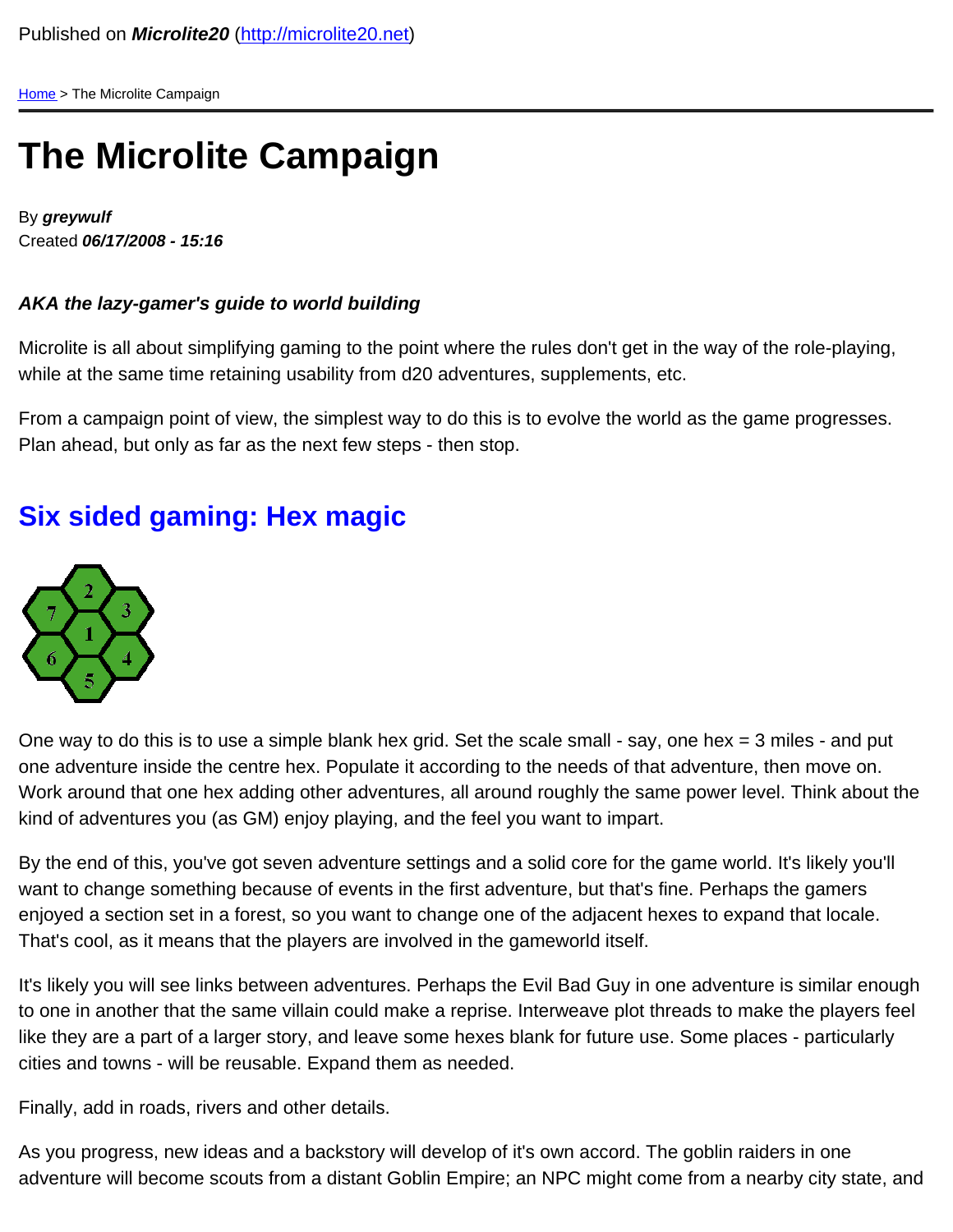Published on **Microlite20** (http://microlite20.net)

Home > The Microlite Campaign

# The Microlite Campaign

By ***greywulf***
Created ***06/17/2008 - 15:16***

***AKA the lazy-gamer's guide to world building***

Microlite is all about simplifying gaming to the point where the rules don't get in the way of the role-playing, while at the same time retaining usability from d20 adventures, supplements, etc.

From a campaign point of view, the simplest way to do this is to evolve the world as the game progresses. Plan ahead, but only as far as the next few steps - then stop.

## Six sided gaming: Hex magic

One way to do this is to use a simple blank hex grid. Set the scale small - say, one hex = 3 miles - and put one adventure inside the centre hex. Populate it according to the needs of that adventure, then move on. Work around that one hex adding other adventures, all around roughly the same power level. Think about the kind of adventures you (as GM) enjoy playing, and the feel you want to impart.

By the end of this, you've got seven adventure settings and a solid core for the game world. It's likely you'll want to change something because of events in the first adventure, but that's fine. Perhaps the gamers enjoyed a section set in a forest, so you want to change one of the adjacent hexes to expand that locale. That's cool, as it means that the players are involved in the gameworld itself.

It's likely you will see links between adventures. Perhaps the Evil Bad Guy in one adventure is similar enough to one in another that the same villain could make a reprise. Interweave plot threads to make the players feel like they are a part of a larger story, and leave some hexes blank for future use. Some places - particularly cities and towns - will be reusable. Expand them as needed.

Finally, add in roads, rivers and other details.

As you progress, new ideas and a backstory will develop of it's own accord. The goblin raiders in one adventure will become scouts from a distant Goblin Empire; an NPC might come from a nearby city state, and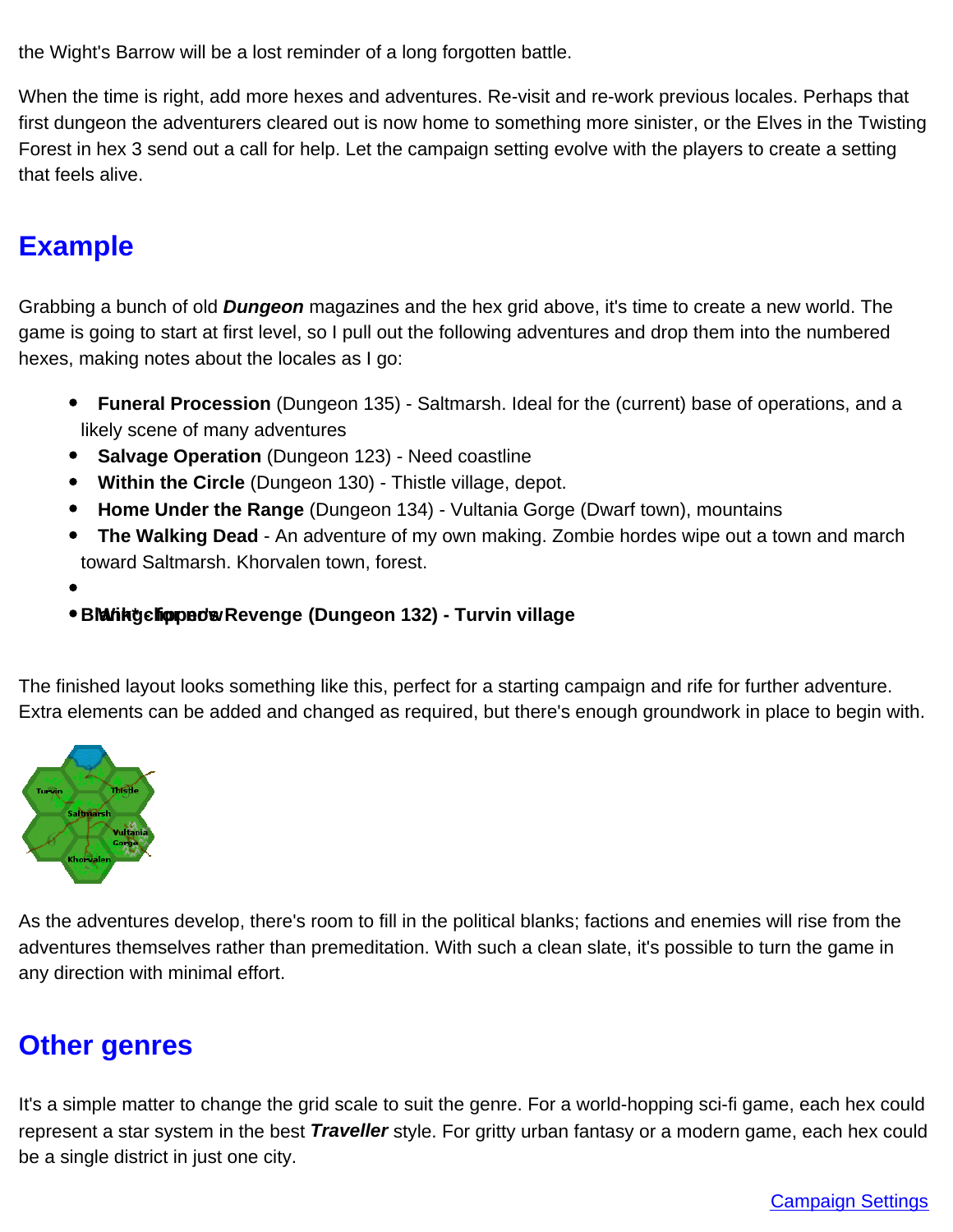the Wight's Barrow will be a lost reminder of a long forgotten battle.

When the time is right, add more hexes and adventures. Re-visit and re-work previous locales. Perhaps that first dungeon the adventurers cleared out is now home to something more sinister, or the Elves in the Twisting Forest in hex 3 send out a call for help. Let the campaign setting evolve with the players to create a setting that feels alive.

## Example

Grabbing a bunch of old ***Dungeon*** magazines and the hex grid above, it's time to create a new world. The game is going to start at first level, so I pull out the following adventures and drop them into the numbered hexes, making notes about the locales as I go:

- **Funeral Procession** (Dungeon 135) - Saltmarsh. Ideal for the (current) base of operations, and a likely scene of many adventures
- **Salvage Operation** (Dungeon 123) - Need coastline
- **Within the Circle** (Dungeon 130) - Thistle village, depot.
- **Home Under the Range** (Dungeon 134) - Vultania Gorge (Dwarf town), mountains
- **The Walking Dead** - An adventure of my own making. Zombie hordes wipe out a town and march toward Saltmarsh. Khorvalen town, forest.
- 
- **Blaine's Revenge / Wight-Harrower's Revenge (Dungeon 132) - Turvin village**

The finished layout looks something like this, perfect for a starting campaign and rife for further adventure. Extra elements can be added and changed as required, but there's enough groundwork in place to begin with.

As the adventures develop, there's room to fill in the political blanks; factions and enemies will rise from the adventures themselves rather than premeditation. With such a clean slate, it's possible to turn the game in any direction with minimal effort.

## Other genres

It's a simple matter to change the grid scale to suit the genre. For a world-hopping sci-fi game, each hex could represent a star system in the best ***Traveller*** style. For gritty urban fantasy or a modern game, each hex could be a single district in just one city.

Campaign Settings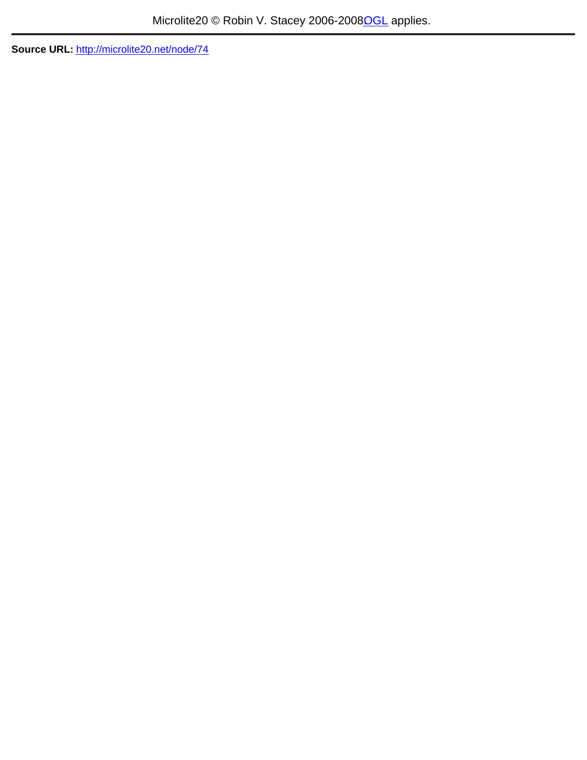Microlite20 © Robin V. Stacey 2006-2008[OGL](OGL) applies.

---

**Source URL:** http://microlite20.net/node/74